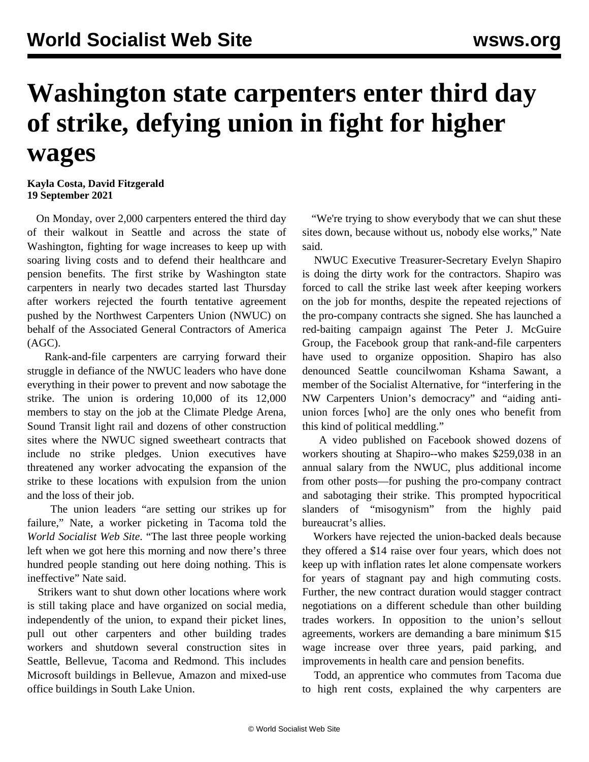# Washington state carpenters enter third day of strike, defying union in fight for higher wages

**Kayla Costa, David Fitzgerald**
**19 September 2021**

On Monday, over 2,000 carpenters entered the third day of their walkout in Seattle and across the state of Washington, fighting for wage increases to keep up with soaring living costs and to defend their healthcare and pension benefits. The first strike by Washington state carpenters in nearly two decades started last Thursday after workers rejected the fourth tentative agreement pushed by the Northwest Carpenters Union (NWUC) on behalf of the Associated General Contractors of America (AGC).

Rank-and-file carpenters are carrying forward their struggle in defiance of the NWUC leaders who have done everything in their power to prevent and now sabotage the strike. The union is ordering 10,000 of its 12,000 members to stay on the job at the Climate Pledge Arena, Sound Transit light rail and dozens of other construction sites where the NWUC signed sweetheart contracts that include no strike pledges. Union executives have threatened any worker advocating the expansion of the strike to these locations with expulsion from the union and the loss of their job.

The union leaders "are setting our strikes up for failure," Nate, a worker picketing in Tacoma told the *World Socialist Web Site*. "The last three people working left when we got here this morning and now there's three hundred people standing out here doing nothing. This is ineffective" Nate said.

Strikers want to shut down other locations where work is still taking place and have organized on social media, independently of the union, to expand their picket lines, pull out other carpenters and other building trades workers and shutdown several construction sites in Seattle, Bellevue, Tacoma and Redmond. This includes Microsoft buildings in Bellevue, Amazon and mixed-use office buildings in South Lake Union.

"We're trying to show everybody that we can shut these sites down, because without us, nobody else works," Nate said.

NWUC Executive Treasurer-Secretary Evelyn Shapiro is doing the dirty work for the contractors. Shapiro was forced to call the strike last week after keeping workers on the job for months, despite the repeated rejections of the pro-company contracts she signed. She has launched a red-baiting campaign against The Peter J. McGuire Group, the Facebook group that rank-and-file carpenters have used to organize opposition. Shapiro has also denounced Seattle councilwoman Kshama Sawant, a member of the Socialist Alternative, for "interfering in the NW Carpenters Union's democracy" and "aiding anti-union forces [who] are the only ones who benefit from this kind of political meddling."

A video published on Facebook showed dozens of workers shouting at Shapiro--who makes $259,038 in an annual salary from the NWUC, plus additional income from other posts—for pushing the pro-company contract and sabotaging their strike. This prompted hypocritical slanders of "misogynism" from the highly paid bureaucrat's allies.

Workers have rejected the union-backed deals because they offered a $14 raise over four years, which does not keep up with inflation rates let alone compensate workers for years of stagnant pay and high commuting costs. Further, the new contract duration would stagger contract negotiations on a different schedule than other building trades workers. In opposition to the union's sellout agreements, workers are demanding a bare minimum $15 wage increase over three years, paid parking, and improvements in health care and pension benefits.

Todd, an apprentice who commutes from Tacoma due to high rent costs, explained the why carpenters are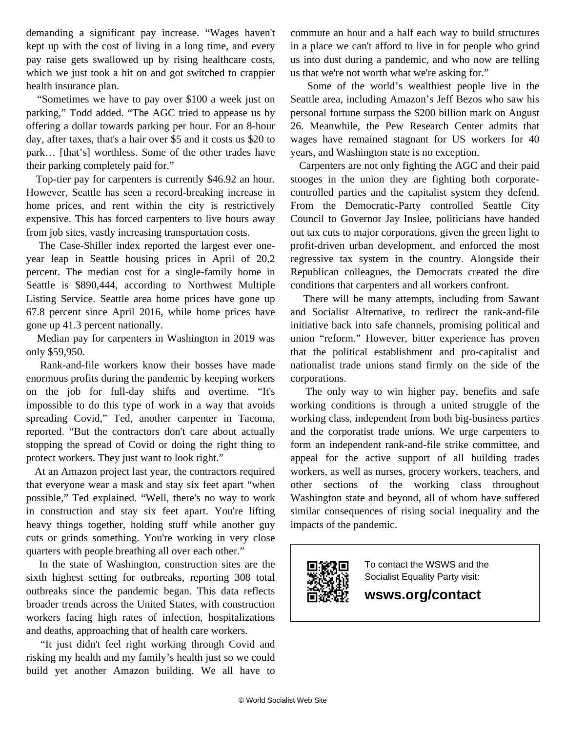demanding a significant pay increase. "Wages haven't kept up with the cost of living in a long time, and every pay raise gets swallowed up by rising healthcare costs, which we just took a hit on and got switched to crappier health insurance plan.

"Sometimes we have to pay over $100 a week just on parking," Todd added. "The AGC tried to appease us by offering a dollar towards parking per hour. For an 8-hour day, after taxes, that's a hair over $5 and it costs us $20 to park… [that's] worthless. Some of the other trades have their parking completely paid for."

Top-tier pay for carpenters is currently $46.92 an hour. However, Seattle has seen a record-breaking increase in home prices, and rent within the city is restrictively expensive. This has forced carpenters to live hours away from job sites, vastly increasing transportation costs.

The Case-Shiller index reported the largest ever one-year leap in Seattle housing prices in April of 20.2 percent. The median cost for a single-family home in Seattle is $890,444, according to Northwest Multiple Listing Service. Seattle area home prices have gone up 67.8 percent since April 2016, while home prices have gone up 41.3 percent nationally.

Median pay for carpenters in Washington in 2019 was only $59,950.

Rank-and-file workers know their bosses have made enormous profits during the pandemic by keeping workers on the job for full-day shifts and overtime. "It's impossible to do this type of work in a way that avoids spreading Covid," Ted, another carpenter in Tacoma, reported. "But the contractors don't care about actually stopping the spread of Covid or doing the right thing to protect workers. They just want to look right."

At an Amazon project last year, the contractors required that everyone wear a mask and stay six feet apart "when possible," Ted explained. "Well, there's no way to work in construction and stay six feet apart. You're lifting heavy things together, holding stuff while another guy cuts or grinds something. You're working in very close quarters with people breathing all over each other."

In the state of Washington, construction sites are the sixth highest setting for outbreaks, reporting 308 total outbreaks since the pandemic began. This data reflects broader trends across the United States, with construction workers facing high rates of infection, hospitalizations and deaths, approaching that of health care workers.

"It just didn't feel right working through Covid and risking my health and my family's health just so we could build yet another Amazon building. We all have to commute an hour and a half each way to build structures in a place we can't afford to live in for people who grind us into dust during a pandemic, and who now are telling us that we're not worth what we're asking for."

Some of the world's wealthiest people live in the Seattle area, including Amazon's Jeff Bezos who saw his personal fortune surpass the $200 billion mark on August 26. Meanwhile, the Pew Research Center admits that wages have remained stagnant for US workers for 40 years, and Washington state is no exception.

Carpenters are not only fighting the AGC and their paid stooges in the union they are fighting both corporate-controlled parties and the capitalist system they defend. From the Democratic-Party controlled Seattle City Council to Governor Jay Inslee, politicians have handed out tax cuts to major corporations, given the green light to profit-driven urban development, and enforced the most regressive tax system in the country. Alongside their Republican colleagues, the Democrats created the dire conditions that carpenters and all workers confront.

There will be many attempts, including from Sawant and Socialist Alternative, to redirect the rank-and-file initiative back into safe channels, promising political and union "reform." However, bitter experience has proven that the political establishment and pro-capitalist and nationalist trade unions stand firmly on the side of the corporations.

The only way to win higher pay, benefits and safe working conditions is through a united struggle of the working class, independent from both big-business parties and the corporatist trade unions. We urge carpenters to form an independent rank-and-file strike committee, and appeal for the active support of all building trades workers, as well as nurses, grocery workers, teachers, and other sections of the working class throughout Washington state and beyond, all of whom have suffered similar consequences of rising social inequality and the impacts of the pandemic.

To contact the WSWS and the Socialist Equality Party visit:

**wsws.org/contact**